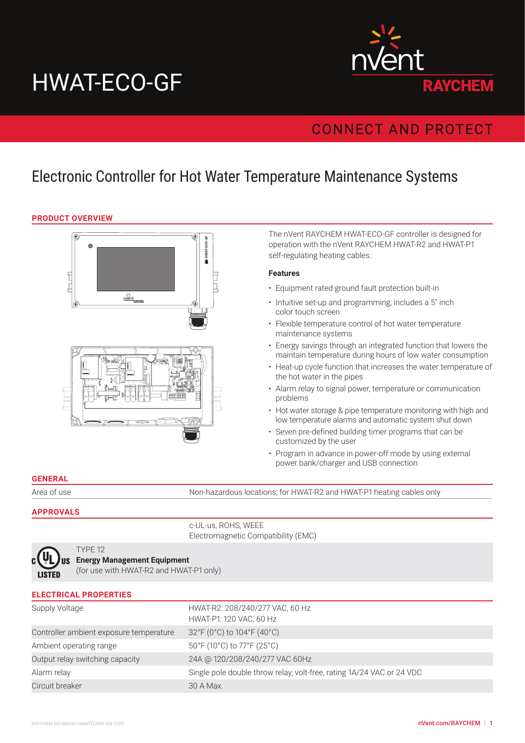# HWAT-ECO-GF

nVent RAYCHEM

CONNECT AND PROTECT

## Electronic Controller for Hot Water Temperature Maintenance Systems

### PRODUCT OVERVIEW

The nVent RAYCHEM HWAT-ECO-GF controller is designed for operation with the nVent RAYCHEM HWAT-R2 and HWAT-P1 self-regulating heating cables.

**Features**

- Equipment rated ground fault protection built-in
- Intuitive set-up and programming, includes a 5" inch color touch screen
- Flexible temperature control of hot water temperature maintenance systems
- Energy savings through an integrated function that lowers the maintain temperature during hours of low water consumption
- Heat-up cycle function that increases the water temperature of the hot water in the pipes
- Alarm relay to signal power, temperature or communication problems
- Hot water storage & pipe temperature monitoring with high and low temperature alarms and automatic system shut down
- Seven pre-defined building timer programs that can be customized by the user
- Program in advance in power-off mode by using external power bank/charger and USB connection

### GENERAL

| | |
|---|---|
| Area of use | Non-hazardous locations; for HWAT-R2 and HWAT-P1 heating cables only |

### APPROVALS

c-UL-us, ROHS, WEEE
Electromagnetic Compatibility (EMC)

c UL us LISTED

TYPE 12
**Energy Management Equipment**
(for use with HWAT-R2 and HWAT-P1 only)

### ELECTRICAL PROPERTIES

| | |
|---|---|
| Supply Voltage | HWAT-R2: 208/240/277 VAC, 60 Hz<br>HWAT-P1: 120 VAC, 60 Hz |
| Controller ambient exposure temperature | 32°F (0°C) to 104°F (40°C) |
| Ambient operating range | 50°F (10°C) to 77°F (25°C) |
| Output relay switching capacity | 24A @ 120/208/240/277 VAC 60Hz |
| Alarm relay | Single pole double throw relay, volt-free, rating 1A/24 VAC or 24 VDC |
| Circuit breaker | 30 A Max. |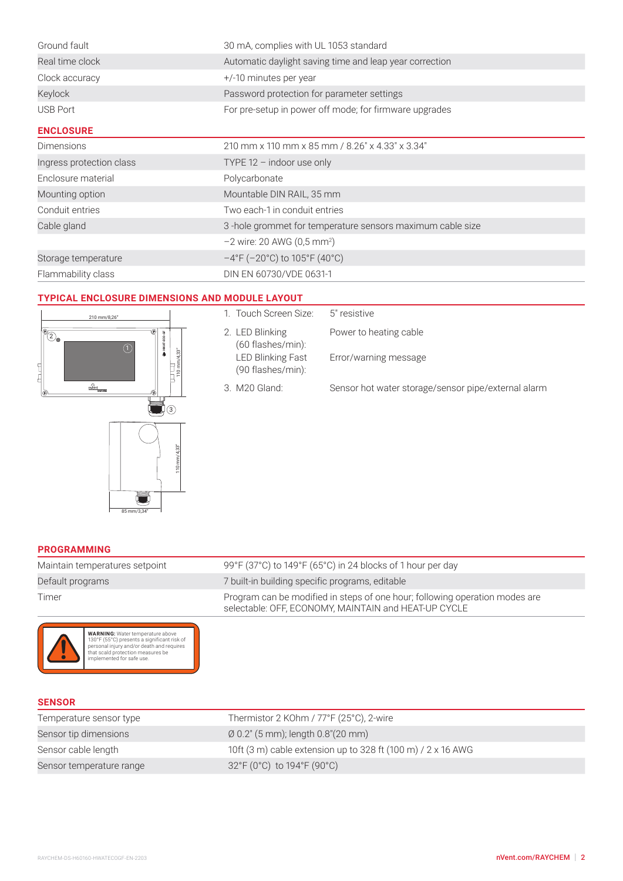| | |
|---|---|
| Ground fault | 30 mA, complies with UL 1053 standard |
| Real time clock | Automatic daylight saving time and leap year correction |
| Clock accuracy | +/-10 minutes per year |
| Keylock | Password protection for parameter settings |
| USB Port | For pre-setup in power off mode; for firmware upgrades |

## ENCLOSURE

| | |
|---|---|
| Dimensions | 210 mm x 110 mm x 85 mm / 8.26" x 4.33" x 3.34" |
| Ingress protection class | TYPE 12 – indoor use only |
| Enclosure material | Polycarbonate |
| Mounting option | Mountable DIN RAIL, 35 mm |
| Conduit entries | Two each-1 in conduit entries |
| Cable gland | 3 -hole grommet for temperature sensors maximum cable size |
| | –2 wire: 20 AWG (0,5 mm²) |
| Storage temperature | –4°F (–20°C) to 105°F (40°C) |
| Flammability class | DIN EN 60730/VDE 0631-1 |

## TYPICAL ENCLOSURE DIMENSIONS AND MODULE LAYOUT

210 mm/8,26"

110 mm/4,33"

85 mm/3,34"

| | |
|---|---|
| 1. Touch Screen Size: | 5" resistive |
| 2. LED Blinking (60 flashes/min): | Power to heating cable |
| LED Blinking Fast (90 flashes/min): | Error/warning message |
| 3. M20 Gland: | Sensor hot water storage/sensor pipe/external alarm |

## PROGRAMMING

| | |
|---|---|
| Maintain temperatures setpoint | 99°F (37°C) to 149°F (65°C) in 24 blocks of 1 hour per day |
| Default programs | 7 built-in building specific programs, editable |
| Timer | Program can be modified in steps of one hour; following operation modes are selectable: OFF, ECONOMY, MAINTAIN and HEAT-UP CYCLE |

**WARNING:** Water temperature above 130°F (55°C) presents a significant risk of personal injury and/or death and requires that scald protection measures be implemented for safe use.

## SENSOR

| | |
|---|---|
| Temperature sensor type | Thermistor 2 KOhm / 77°F (25°C), 2-wire |
| Sensor tip dimensions | Ø 0.2" (5 mm); length 0.8"(20 mm) |
| Sensor cable length | 10ft (3 m) cable extension up to 328 ft (100 m) / 2 x 16 AWG |
| Sensor temperature range | 32°F (0°C) to 194°F (90°C) |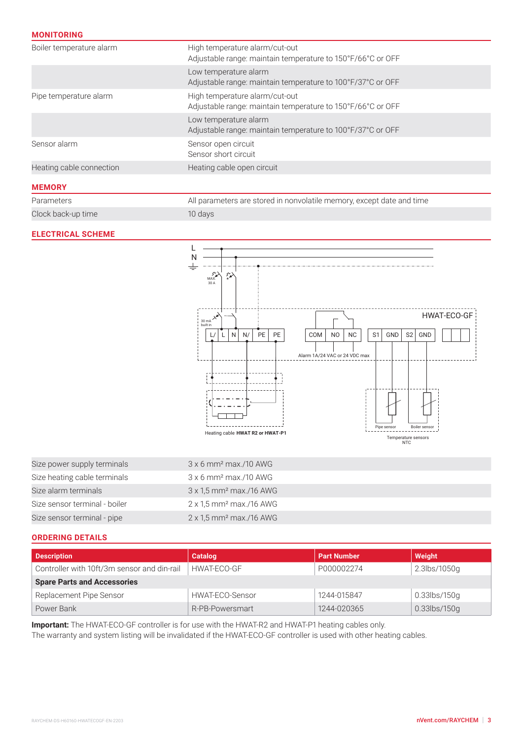## MONITORING

| | |
|---|---|
| Boiler temperature alarm | High temperature alarm/cut-out<br>Adjustable range: maintain temperature to 150°F/66°C or OFF |
| | Low temperature alarm<br>Adjustable range: maintain temperature to 100°F/37°C or OFF |
| Pipe temperature alarm | High temperature alarm/cut-out<br>Adjustable range: maintain temperature to 150°F/66°C or OFF |
| | Low temperature alarm<br>Adjustable range: maintain temperature to 100°F/37°C or OFF |
| Sensor alarm | Sensor open circuit<br>Sensor short circuit |
| Heating cable connection | Heating cable open circuit |

## MEMORY

| | |
|---|---|
| Parameters | All parameters are stored in nonvolatile memory, except date and time |
| Clock back-up time | 10 days |

## ELECTRICAL SCHEME

L
N

MAX 30 A

30 mA built in

HWAT-ECO-GF

L/ | L | N | N/ | PE | PE

COM | NO | NC

Alarm 1A/24 VAC or 24 VDC max

S1 | GND | S2 | GND

Heating cable **HWAT R2 or HWAT-P1**

Pipe sensor

Boiler sensor

Temperature sensors NTC

| | |
|---|---|
| Size power supply terminals | 3 x 6 mm² max./10 AWG |
| Size heating cable terminals | 3 x 6 mm² max./10 AWG |
| Size alarm terminals | 3 x 1,5 mm² max./16 AWG |
| Size sensor terminal - boiler | 2 x 1,5 mm² max./16 AWG |
| Size sensor terminal - pipe | 2 x 1,5 mm² max./16 AWG |

## ORDERING DETAILS

| Description | Catalog | Part Number | Weight |
|---|---|---|---|
| Controller with 10ft/3m sensor and din-rail | HWAT-ECO-GF | P000002274 | 2.3lbs/1050g |
| **Spare Parts and Accessories** | | | |
| Replacement Pipe Sensor | HWAT-ECO-Sensor | 1244-015847 | 0.33lbs/150g |
| Power Bank | R-PB-Powersmart | 1244-020365 | 0.33lbs/150g |

**Important:** The HWAT-ECO-GF controller is for use with the HWAT-R2 and HWAT-P1 heating cables only.
The warranty and system listing will be invalidated if the HWAT-ECO-GF controller is used with other heating cables.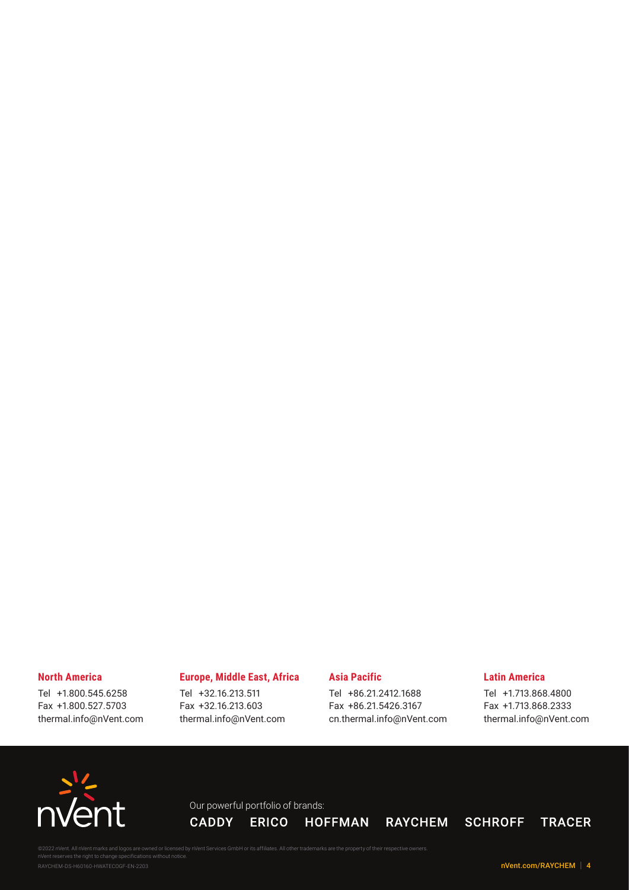**North America**

Tel +1.800.545.6258
Fax +1.800.527.5703
thermal.info@nVent.com

**Europe, Middle East, Africa**

Tel +32.16.213.511
Fax +32.16.213.603
thermal.info@nVent.com

**Asia Pacific**

Tel +86.21.2412.1688
Fax +86.21.5426.3167
cn.thermal.info@nVent.com

**Latin America**

Tel +1.713.868.4800
Fax +1.713.868.2333
thermal.info@nVent.com

nVent

Our powerful portfolio of brands:

CADDY ERICO HOFFMAN RAYCHEM SCHROFF TRACER

©2022 nVent. All nVent marks and logos are owned or licensed by nVent Services GmbH or its affiliates. All other trademarks are the property of their respective owners.
nVent reserves the right to change specifications without notice.

RAYCHEM-DS-H60160-HWATECOGF-EN-2203

nVent.com/RAYCHEM